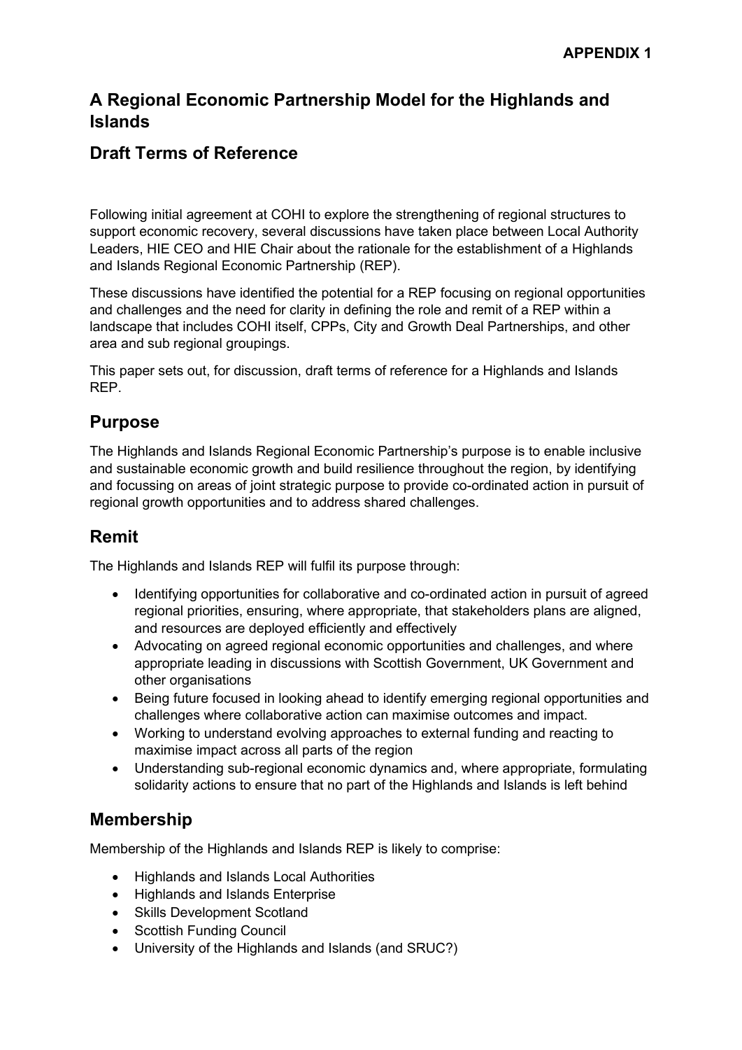**APPENDIX 1**

# A Regional Economic Partnership Model for the Highlands and Islands

## Draft Terms of Reference

Following initial agreement at COHI to explore the strengthening of regional structures to support economic recovery, several discussions have taken place between Local Authority Leaders, HIE CEO and HIE Chair about the rationale for the establishment of a Highlands and Islands Regional Economic Partnership (REP).

These discussions have identified the potential for a REP focusing on regional opportunities and challenges and the need for clarity in defining the role and remit of a REP within a landscape that includes COHI itself, CPPs, City and Growth Deal Partnerships, and other area and sub regional groupings.

This paper sets out, for discussion, draft terms of reference for a Highlands and Islands REP.

## Purpose

The Highlands and Islands Regional Economic Partnership's purpose is to enable inclusive and sustainable economic growth and build resilience throughout the region, by identifying and focussing on areas of joint strategic purpose to provide co-ordinated action in pursuit of regional growth opportunities and to address shared challenges.

## Remit

The Highlands and Islands REP will fulfil its purpose through:

- Identifying opportunities for collaborative and co-ordinated action in pursuit of agreed regional priorities, ensuring, where appropriate, that stakeholders plans are aligned, and resources are deployed efficiently and effectively
- Advocating on agreed regional economic opportunities and challenges, and where appropriate leading in discussions with Scottish Government, UK Government and other organisations
- Being future focused in looking ahead to identify emerging regional opportunities and challenges where collaborative action can maximise outcomes and impact.
- Working to understand evolving approaches to external funding and reacting to maximise impact across all parts of the region
- Understanding sub-regional economic dynamics and, where appropriate, formulating solidarity actions to ensure that no part of the Highlands and Islands is left behind

## Membership

Membership of the Highlands and Islands REP is likely to comprise:

- Highlands and Islands Local Authorities
- Highlands and Islands Enterprise
- Skills Development Scotland
- Scottish Funding Council
- University of the Highlands and Islands (and SRUC?)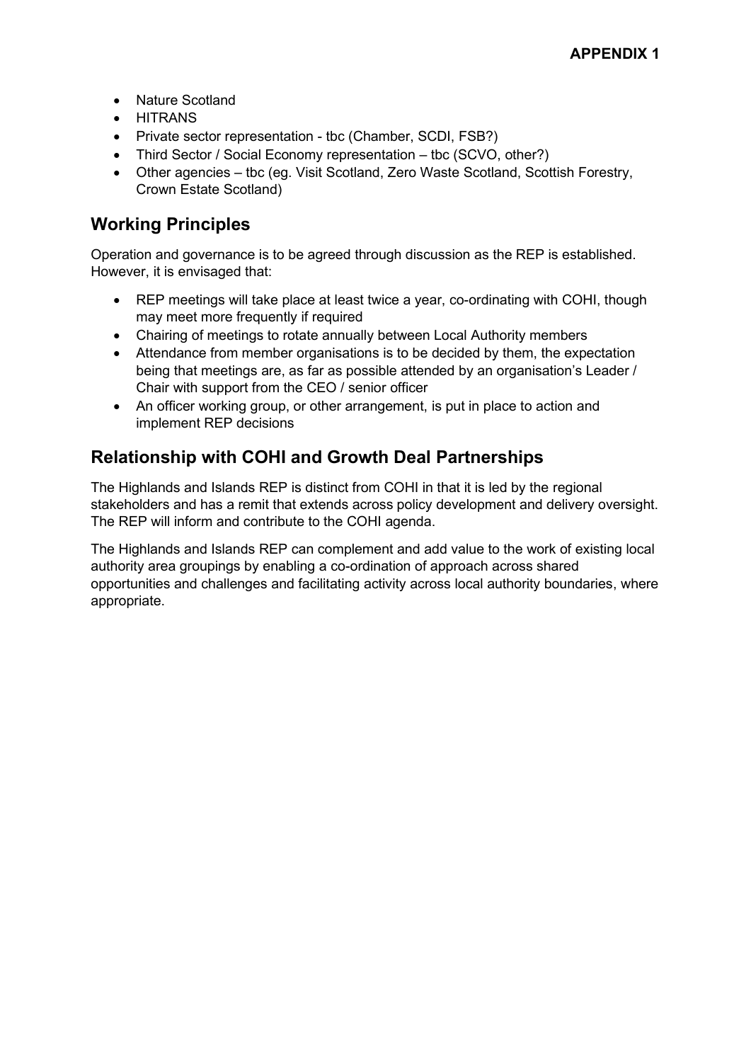**APPENDIX 1**

- Nature Scotland
- HITRANS
- Private sector representation - tbc (Chamber, SCDI, FSB?)
- Third Sector / Social Economy representation – tbc (SCVO, other?)
- Other agencies – tbc (eg. Visit Scotland, Zero Waste Scotland, Scottish Forestry, Crown Estate Scotland)

## Working Principles

Operation and governance is to be agreed through discussion as the REP is established. However, it is envisaged that:

- REP meetings will take place at least twice a year, co-ordinating with COHI, though may meet more frequently if required
- Chairing of meetings to rotate annually between Local Authority members
- Attendance from member organisations is to be decided by them, the expectation being that meetings are, as far as possible attended by an organisation's Leader / Chair with support from the CEO / senior officer
- An officer working group, or other arrangement, is put in place to action and implement REP decisions

## Relationship with COHI and Growth Deal Partnerships

The Highlands and Islands REP is distinct from COHI in that it is led by the regional stakeholders and has a remit that extends across policy development and delivery oversight. The REP will inform and contribute to the COHI agenda.

The Highlands and Islands REP can complement and add value to the work of existing local authority area groupings by enabling a co-ordination of approach across shared opportunities and challenges and facilitating activity across local authority boundaries, where appropriate.